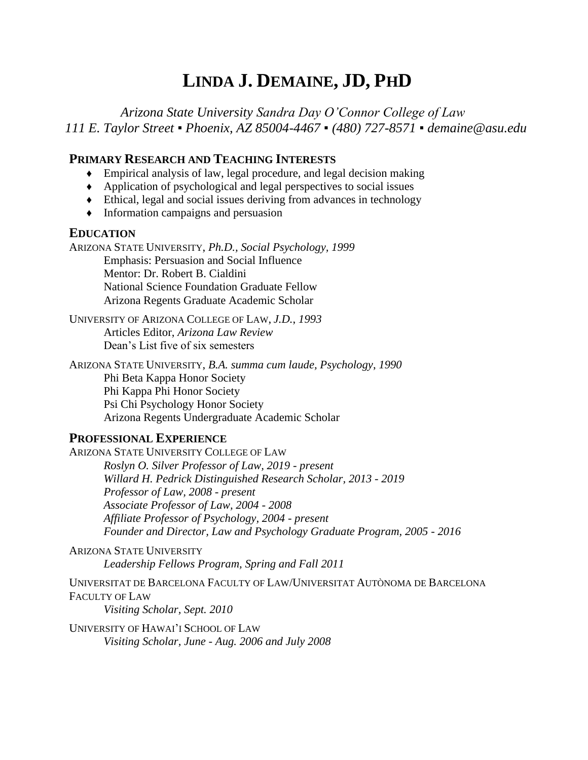# LINDA J. DEMAINE, JD, PHD

*Arizona State University Sandra Day O'Connor College of Law*
*111 E. Taylor Street ▪ Phoenix, AZ 85004-4467 ▪ (480) 727-8571 ▪ demaine@asu.edu*

## PRIMARY RESEARCH AND TEACHING INTERESTS

- Empirical analysis of law, legal procedure, and legal decision making
- Application of psychological and legal perspectives to social issues
- Ethical, legal and social issues deriving from advances in technology
- Information campaigns and persuasion

## EDUCATION

ARIZONA STATE UNIVERSITY, *Ph.D., Social Psychology, 1999*

Emphasis: Persuasion and Social Influence
Mentor: Dr. Robert B. Cialdini
National Science Foundation Graduate Fellow
Arizona Regents Graduate Academic Scholar

UNIVERSITY OF ARIZONA COLLEGE OF LAW, *J.D., 1993*

Articles Editor, *Arizona Law Review*
Dean's List five of six semesters

ARIZONA STATE UNIVERSITY, *B.A. summa cum laude, Psychology, 1990*

Phi Beta Kappa Honor Society
Phi Kappa Phi Honor Society
Psi Chi Psychology Honor Society
Arizona Regents Undergraduate Academic Scholar

## PROFESSIONAL EXPERIENCE

ARIZONA STATE UNIVERSITY COLLEGE OF LAW

*Roslyn O. Silver Professor of Law, 2019 - present*
*Willard H. Pedrick Distinguished Research Scholar, 2013 - 2019*
*Professor of Law, 2008 - present*
*Associate Professor of Law, 2004 - 2008*
*Affiliate Professor of Psychology, 2004 - present*
*Founder and Director, Law and Psychology Graduate Program, 2005 - 2016*

ARIZONA STATE UNIVERSITY

*Leadership Fellows Program, Spring and Fall 2011*

UNIVERSITAT DE BARCELONA FACULTY OF LAW/UNIVERSITAT AUTÒNOMA DE BARCELONA FACULTY OF LAW

*Visiting Scholar, Sept. 2010*

UNIVERSITY OF HAWAI'I SCHOOL OF LAW

*Visiting Scholar, June - Aug. 2006 and July 2008*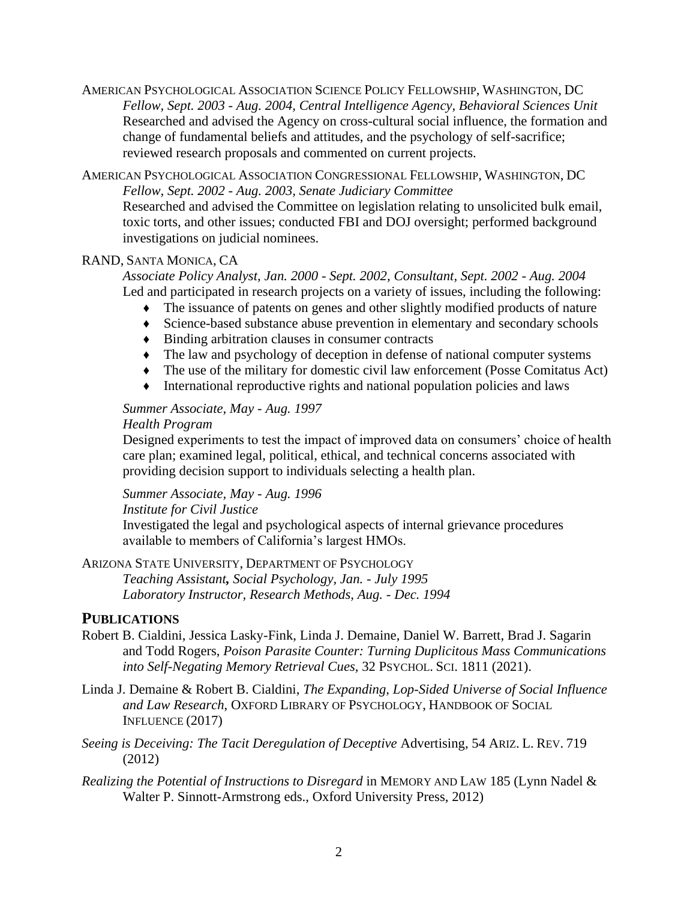AMERICAN PSYCHOLOGICAL ASSOCIATION SCIENCE POLICY FELLOWSHIP, WASHINGTON, DC

*Fellow, Sept. 2003 - Aug. 2004, Central Intelligence Agency, Behavioral Sciences Unit*

Researched and advised the Agency on cross-cultural social influence, the formation and change of fundamental beliefs and attitudes, and the psychology of self-sacrifice; reviewed research proposals and commented on current projects.

AMERICAN PSYCHOLOGICAL ASSOCIATION CONGRESSIONAL FELLOWSHIP, WASHINGTON, DC

*Fellow, Sept. 2002 - Aug. 2003, Senate Judiciary Committee*

Researched and advised the Committee on legislation relating to unsolicited bulk email, toxic torts, and other issues; conducted FBI and DOJ oversight; performed background investigations on judicial nominees.

RAND, SANTA MONICA, CA

*Associate Policy Analyst, Jan. 2000 - Sept. 2002, Consultant, Sept. 2002 - Aug. 2004*

Led and participated in research projects on a variety of issues, including the following:

- The issuance of patents on genes and other slightly modified products of nature
- Science-based substance abuse prevention in elementary and secondary schools
- Binding arbitration clauses in consumer contracts
- The law and psychology of deception in defense of national computer systems
- The use of the military for domestic civil law enforcement (Posse Comitatus Act)
- International reproductive rights and national population policies and laws

*Summer Associate, May - Aug. 1997*

*Health Program*

Designed experiments to test the impact of improved data on consumers' choice of health care plan; examined legal, political, ethical, and technical concerns associated with providing decision support to individuals selecting a health plan.

*Summer Associate, May - Aug. 1996*

*Institute for Civil Justice*

Investigated the legal and psychological aspects of internal grievance procedures available to members of California's largest HMOs.

ARIZONA STATE UNIVERSITY, DEPARTMENT OF PSYCHOLOGY

*Teaching Assistant, Social Psychology, Jan. - July 1995*

*Laboratory Instructor, Research Methods, Aug. - Dec. 1994*

## PUBLICATIONS

Robert B. Cialdini, Jessica Lasky-Fink, Linda J. Demaine, Daniel W. Barrett, Brad J. Sagarin and Todd Rogers, *Poison Parasite Counter: Turning Duplicitous Mass Communications into Self-Negating Memory Retrieval Cues*, 32 PSYCHOL. SCI. 1811 (2021).

Linda J. Demaine & Robert B. Cialdini, *The Expanding, Lop-Sided Universe of Social Influence and Law Research*, OXFORD LIBRARY OF PSYCHOLOGY, HANDBOOK OF SOCIAL INFLUENCE (2017)

*Seeing is Deceiving: The Tacit Deregulation of Deceptive* Advertising, 54 ARIZ. L. REV. 719 (2012)

*Realizing the Potential of Instructions to Disregard* in MEMORY AND LAW 185 (Lynn Nadel & Walter P. Sinnott-Armstrong eds., Oxford University Press, 2012)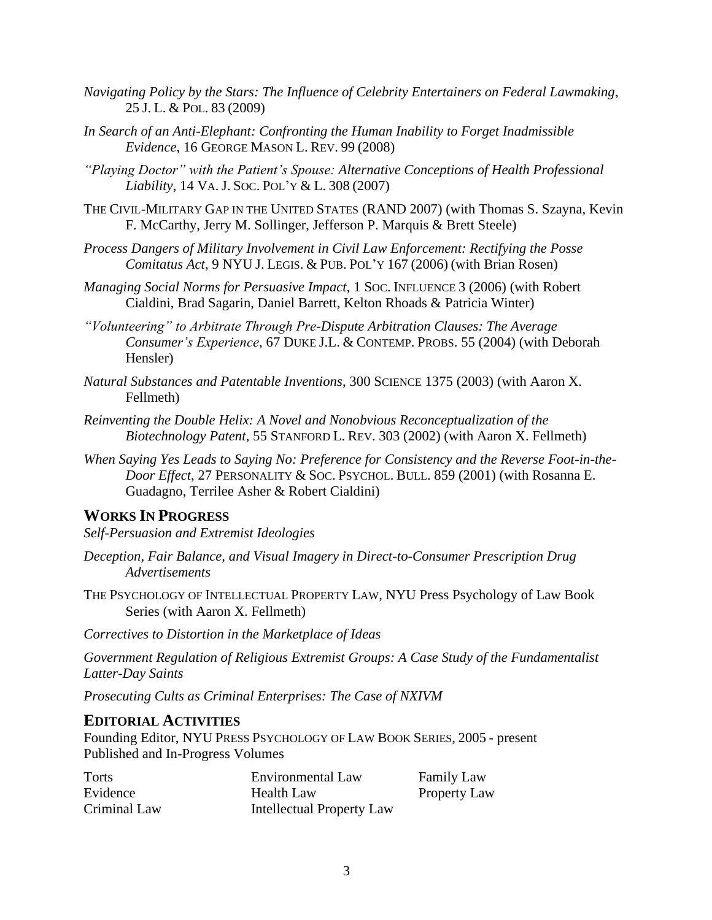*Navigating Policy by the Stars: The Influence of Celebrity Entertainers on Federal Lawmaking*, 25 J. L. & POL. 83 (2009)

*In Search of an Anti-Elephant: Confronting the Human Inability to Forget Inadmissible Evidence*, 16 GEORGE MASON L. REV. 99 (2008)

*"Playing Doctor" with the Patient's Spouse: Alternative Conceptions of Health Professional Liability*, 14 VA. J. SOC. POL'Y & L. 308 (2007)

THE CIVIL-MILITARY GAP IN THE UNITED STATES (RAND 2007) (with Thomas S. Szayna, Kevin F. McCarthy, Jerry M. Sollinger, Jefferson P. Marquis & Brett Steele)

*Process Dangers of Military Involvement in Civil Law Enforcement: Rectifying the Posse Comitatus Act*, 9 NYU J. LEGIS. & PUB. POL'Y 167 (2006) (with Brian Rosen)

*Managing Social Norms for Persuasive Impact*, 1 SOC. INFLUENCE 3 (2006) (with Robert Cialdini, Brad Sagarin, Daniel Barrett, Kelton Rhoads & Patricia Winter)

*"Volunteering" to Arbitrate Through Pre-Dispute Arbitration Clauses: The Average Consumer's Experience*, 67 DUKE J.L. & CONTEMP. PROBS. 55 (2004) (with Deborah Hensler)

*Natural Substances and Patentable Inventions*, 300 SCIENCE 1375 (2003) (with Aaron X. Fellmeth)

*Reinventing the Double Helix: A Novel and Nonobvious Reconceptualization of the Biotechnology Patent*, 55 STANFORD L. REV. 303 (2002) (with Aaron X. Fellmeth)

*When Saying Yes Leads to Saying No: Preference for Consistency and the Reverse Foot-in-the-Door Effect*, 27 PERSONALITY & SOC. PSYCHOL. BULL. 859 (2001) (with Rosanna E. Guadagno, Terrilee Asher & Robert Cialdini)

## WORKS IN PROGRESS

*Self-Persuasion and Extremist Ideologies*

*Deception, Fair Balance, and Visual Imagery in Direct-to-Consumer Prescription Drug Advertisements*

THE PSYCHOLOGY OF INTELLECTUAL PROPERTY LAW, NYU Press Psychology of Law Book Series (with Aaron X. Fellmeth)

*Correctives to Distortion in the Marketplace of Ideas*

*Government Regulation of Religious Extremist Groups: A Case Study of the Fundamentalist Latter-Day Saints*

*Prosecuting Cults as Criminal Enterprises: The Case of NXIVM*

## EDITORIAL ACTIVITIES

Founding Editor, NYU PRESS PSYCHOLOGY OF LAW BOOK SERIES, 2005 - present
Published and In-Progress Volumes

| | | |
|---|---|---|
| Torts | Environmental Law | Family Law |
| Evidence | Health Law | Property Law |
| Criminal Law | Intellectual Property Law | |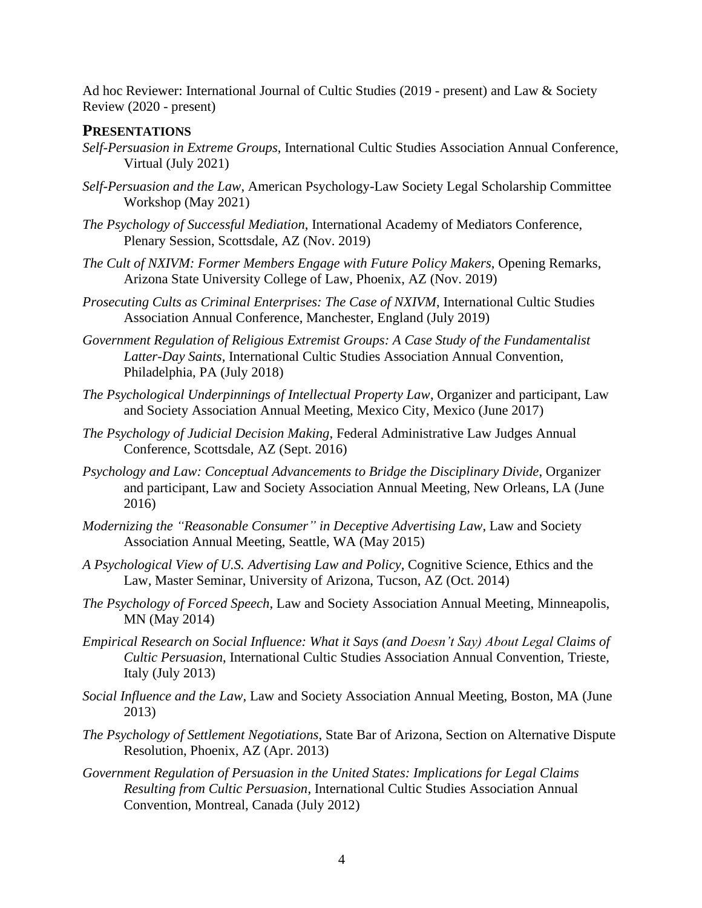Ad hoc Reviewer: International Journal of Cultic Studies (2019 - present) and Law & Society Review (2020 - present)

## PRESENTATIONS

*Self-Persuasion in Extreme Groups*, International Cultic Studies Association Annual Conference, Virtual (July 2021)

*Self-Persuasion and the Law*, American Psychology-Law Society Legal Scholarship Committee Workshop (May 2021)

*The Psychology of Successful Mediation*, International Academy of Mediators Conference, Plenary Session, Scottsdale, AZ (Nov. 2019)

*The Cult of NXIVM: Former Members Engage with Future Policy Makers*, Opening Remarks, Arizona State University College of Law, Phoenix, AZ (Nov. 2019)

*Prosecuting Cults as Criminal Enterprises: The Case of NXIVM*, International Cultic Studies Association Annual Conference, Manchester, England (July 2019)

*Government Regulation of Religious Extremist Groups: A Case Study of the Fundamentalist Latter-Day Saints*, International Cultic Studies Association Annual Convention, Philadelphia, PA (July 2018)

*The Psychological Underpinnings of Intellectual Property Law*, Organizer and participant, Law and Society Association Annual Meeting, Mexico City, Mexico (June 2017)

*The Psychology of Judicial Decision Making*, Federal Administrative Law Judges Annual Conference, Scottsdale, AZ (Sept. 2016)

*Psychology and Law: Conceptual Advancements to Bridge the Disciplinary Divide*, Organizer and participant, Law and Society Association Annual Meeting, New Orleans, LA (June 2016)

*Modernizing the "Reasonable Consumer" in Deceptive Advertising Law*, Law and Society Association Annual Meeting, Seattle, WA (May 2015)

*A Psychological View of U.S. Advertising Law and Policy,* Cognitive Science, Ethics and the Law, Master Seminar, University of Arizona, Tucson, AZ (Oct. 2014)

*The Psychology of Forced Speech*, Law and Society Association Annual Meeting, Minneapolis, MN (May 2014)

*Empirical Research on Social Influence: What it Says (and Doesn't Say) About Legal Claims of Cultic Persuasion*, International Cultic Studies Association Annual Convention, Trieste, Italy (July 2013)

*Social Influence and the Law*, Law and Society Association Annual Meeting, Boston, MA (June 2013)

*The Psychology of Settlement Negotiations*, State Bar of Arizona, Section on Alternative Dispute Resolution, Phoenix, AZ (Apr. 2013)

*Government Regulation of Persuasion in the United States: Implications for Legal Claims Resulting from Cultic Persuasion*, International Cultic Studies Association Annual Convention, Montreal, Canada (July 2012)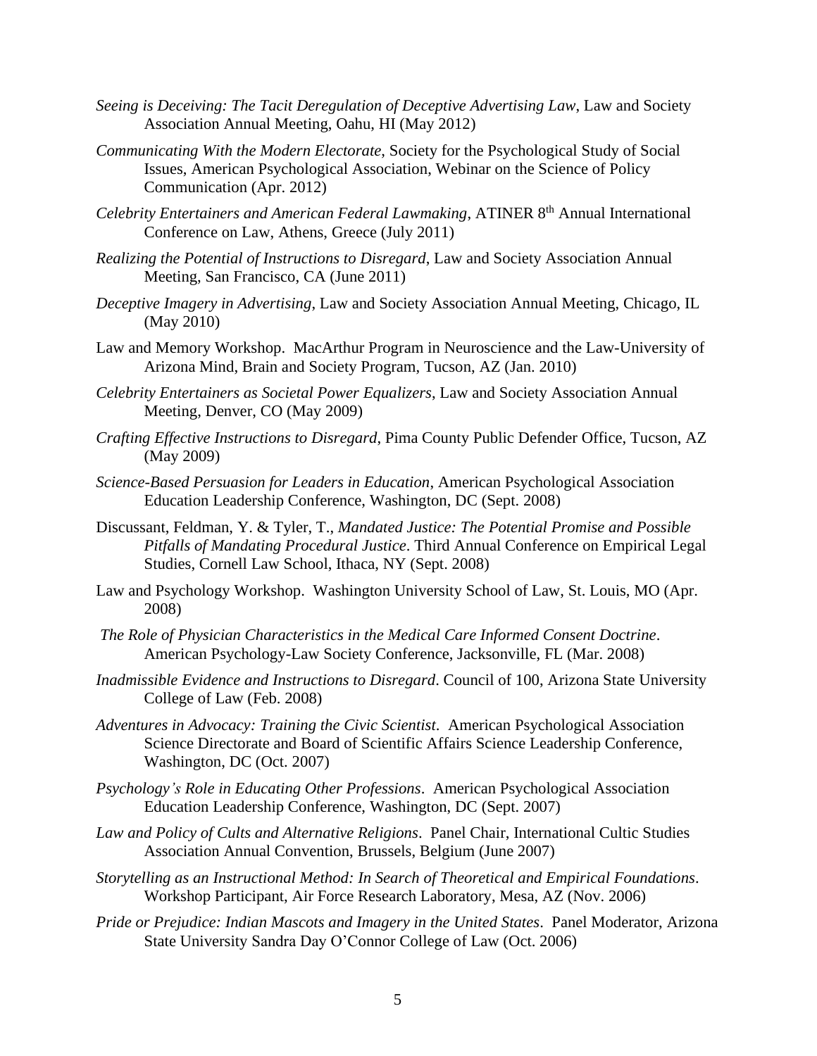*Seeing is Deceiving: The Tacit Deregulation of Deceptive Advertising Law*, Law and Society Association Annual Meeting, Oahu, HI (May 2012)

*Communicating With the Modern Electorate*, Society for the Psychological Study of Social Issues, American Psychological Association, Webinar on the Science of Policy Communication (Apr. 2012)

*Celebrity Entertainers and American Federal Lawmaking*, ATINER 8th Annual International Conference on Law, Athens, Greece (July 2011)

*Realizing the Potential of Instructions to Disregard*, Law and Society Association Annual Meeting, San Francisco, CA (June 2011)

*Deceptive Imagery in Advertising*, Law and Society Association Annual Meeting, Chicago, IL (May 2010)

Law and Memory Workshop. MacArthur Program in Neuroscience and the Law-University of Arizona Mind, Brain and Society Program, Tucson, AZ (Jan. 2010)

*Celebrity Entertainers as Societal Power Equalizers*, Law and Society Association Annual Meeting, Denver, CO (May 2009)

*Crafting Effective Instructions to Disregard*, Pima County Public Defender Office, Tucson, AZ (May 2009)

*Science-Based Persuasion for Leaders in Education*, American Psychological Association Education Leadership Conference, Washington, DC (Sept. 2008)

Discussant, Feldman, Y. & Tyler, T., *Mandated Justice: The Potential Promise and Possible Pitfalls of Mandating Procedural Justice*. Third Annual Conference on Empirical Legal Studies, Cornell Law School, Ithaca, NY (Sept. 2008)

Law and Psychology Workshop. Washington University School of Law, St. Louis, MO (Apr. 2008)

*The Role of Physician Characteristics in the Medical Care Informed Consent Doctrine*. American Psychology-Law Society Conference, Jacksonville, FL (Mar. 2008)

*Inadmissible Evidence and Instructions to Disregard*. Council of 100, Arizona State University College of Law (Feb. 2008)

*Adventures in Advocacy: Training the Civic Scientist*. American Psychological Association Science Directorate and Board of Scientific Affairs Science Leadership Conference, Washington, DC (Oct. 2007)

*Psychology's Role in Educating Other Professions*. American Psychological Association Education Leadership Conference, Washington, DC (Sept. 2007)

*Law and Policy of Cults and Alternative Religions*. Panel Chair, International Cultic Studies Association Annual Convention, Brussels, Belgium (June 2007)

*Storytelling as an Instructional Method: In Search of Theoretical and Empirical Foundations*. Workshop Participant, Air Force Research Laboratory, Mesa, AZ (Nov. 2006)

*Pride or Prejudice: Indian Mascots and Imagery in the United States*. Panel Moderator, Arizona State University Sandra Day O'Connor College of Law (Oct. 2006)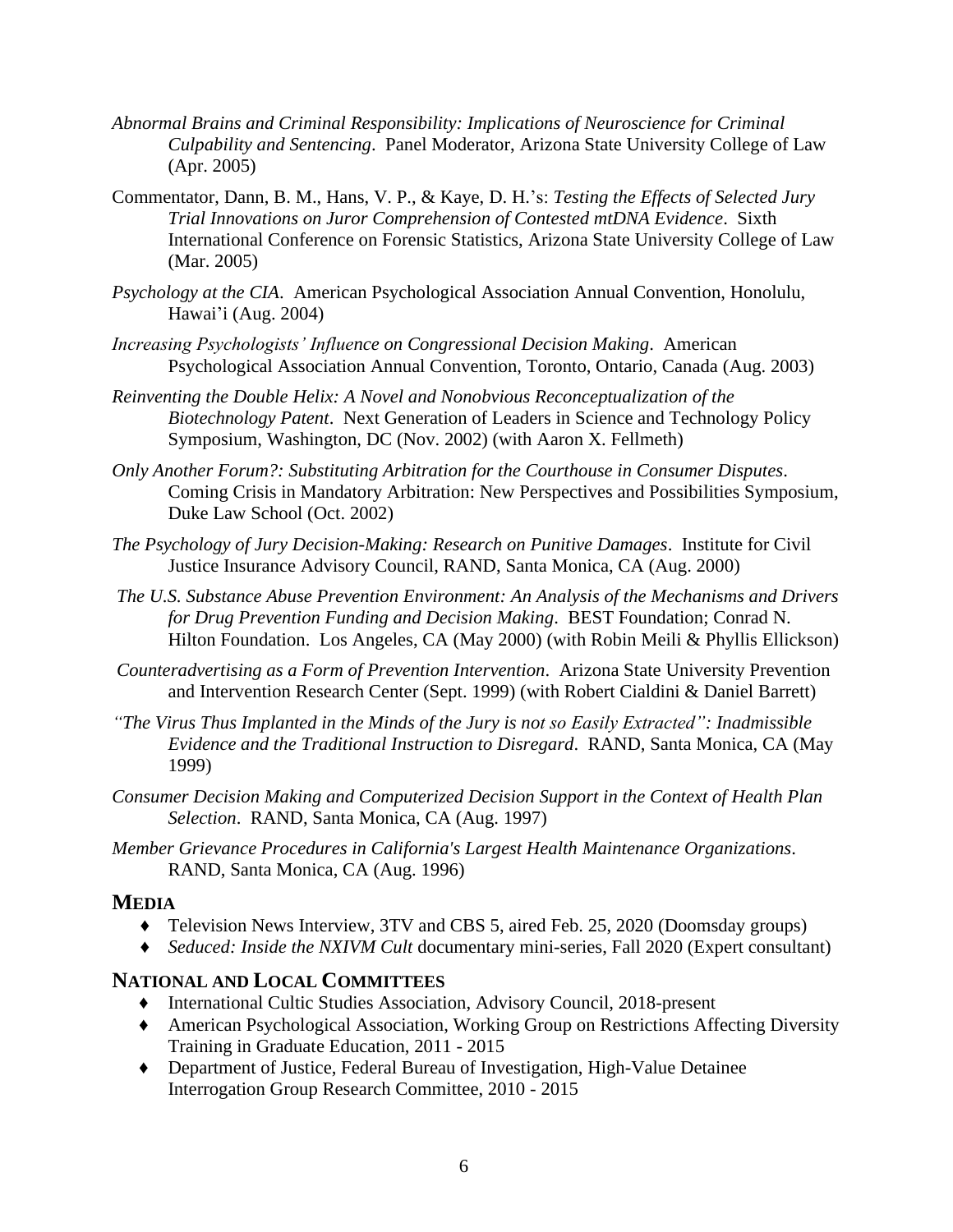*Abnormal Brains and Criminal Responsibility: Implications of Neuroscience for Criminal Culpability and Sentencing*. Panel Moderator, Arizona State University College of Law (Apr. 2005)

Commentator, Dann, B. M., Hans, V. P., & Kaye, D. H.'s: *Testing the Effects of Selected Jury Trial Innovations on Juror Comprehension of Contested mtDNA Evidence*. Sixth International Conference on Forensic Statistics, Arizona State University College of Law (Mar. 2005)

*Psychology at the CIA*. American Psychological Association Annual Convention, Honolulu, Hawai'i (Aug. 2004)

*Increasing Psychologists' Influence on Congressional Decision Making*. American Psychological Association Annual Convention, Toronto, Ontario, Canada (Aug. 2003)

*Reinventing the Double Helix: A Novel and Nonobvious Reconceptualization of the Biotechnology Patent*. Next Generation of Leaders in Science and Technology Policy Symposium, Washington, DC (Nov. 2002) (with Aaron X. Fellmeth)

*Only Another Forum?: Substituting Arbitration for the Courthouse in Consumer Disputes*. Coming Crisis in Mandatory Arbitration: New Perspectives and Possibilities Symposium, Duke Law School (Oct. 2002)

*The Psychology of Jury Decision-Making: Research on Punitive Damages*. Institute for Civil Justice Insurance Advisory Council, RAND, Santa Monica, CA (Aug. 2000)

*The U.S. Substance Abuse Prevention Environment: An Analysis of the Mechanisms and Drivers for Drug Prevention Funding and Decision Making*. BEST Foundation; Conrad N. Hilton Foundation. Los Angeles, CA (May 2000) (with Robin Meili & Phyllis Ellickson)

*Counteradvertising as a Form of Prevention Intervention*. Arizona State University Prevention and Intervention Research Center (Sept. 1999) (with Robert Cialdini & Daniel Barrett)

*"The Virus Thus Implanted in the Minds of the Jury is not so Easily Extracted": Inadmissible Evidence and the Traditional Instruction to Disregard*. RAND, Santa Monica, CA (May 1999)

*Consumer Decision Making and Computerized Decision Support in the Context of Health Plan Selection*. RAND, Santa Monica, CA (Aug. 1997)

*Member Grievance Procedures in California's Largest Health Maintenance Organizations*. RAND, Santa Monica, CA (Aug. 1996)

## MEDIA

- Television News Interview, 3TV and CBS 5, aired Feb. 25, 2020 (Doomsday groups)
- *Seduced: Inside the NXIVM Cult* documentary mini-series, Fall 2020 (Expert consultant)

## NATIONAL AND LOCAL COMMITTEES

- International Cultic Studies Association, Advisory Council, 2018-present
- American Psychological Association, Working Group on Restrictions Affecting Diversity Training in Graduate Education, 2011 - 2015
- Department of Justice, Federal Bureau of Investigation, High-Value Detainee Interrogation Group Research Committee, 2010 - 2015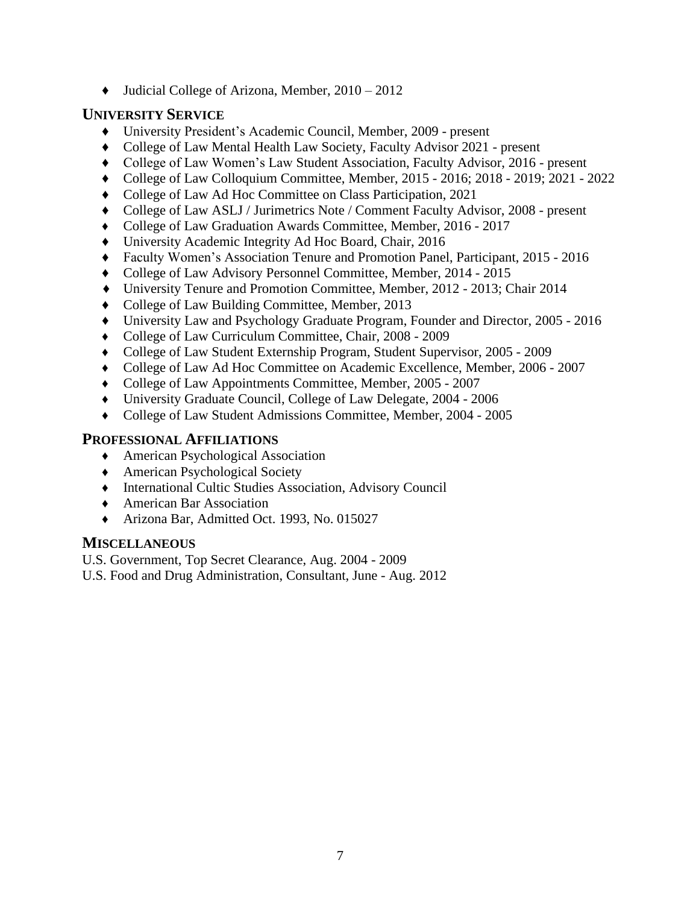- Judicial College of Arizona, Member, 2010 – 2012

## University Service

- University President's Academic Council, Member, 2009 - present
- College of Law Mental Health Law Society, Faculty Advisor 2021 - present
- College of Law Women's Law Student Association, Faculty Advisor, 2016 - present
- College of Law Colloquium Committee, Member, 2015 - 2016; 2018 - 2019; 2021 - 2022
- College of Law Ad Hoc Committee on Class Participation, 2021
- College of Law ASLJ / Jurimetrics Note / Comment Faculty Advisor, 2008 - present
- College of Law Graduation Awards Committee, Member, 2016 - 2017
- University Academic Integrity Ad Hoc Board, Chair, 2016
- Faculty Women's Association Tenure and Promotion Panel, Participant, 2015 - 2016
- College of Law Advisory Personnel Committee, Member, 2014 - 2015
- University Tenure and Promotion Committee, Member, 2012 - 2013; Chair 2014
- College of Law Building Committee, Member, 2013
- University Law and Psychology Graduate Program, Founder and Director, 2005 - 2016
- College of Law Curriculum Committee, Chair, 2008 - 2009
- College of Law Student Externship Program, Student Supervisor, 2005 - 2009
- College of Law Ad Hoc Committee on Academic Excellence, Member, 2006 - 2007
- College of Law Appointments Committee, Member, 2005 - 2007
- University Graduate Council, College of Law Delegate, 2004 - 2006
- College of Law Student Admissions Committee, Member, 2004 - 2005

## Professional Affiliations

- American Psychological Association
- American Psychological Society
- International Cultic Studies Association, Advisory Council
- American Bar Association
- Arizona Bar, Admitted Oct. 1993, No. 015027

## Miscellaneous

U.S. Government, Top Secret Clearance, Aug. 2004 - 2009

U.S. Food and Drug Administration, Consultant, June - Aug. 2012